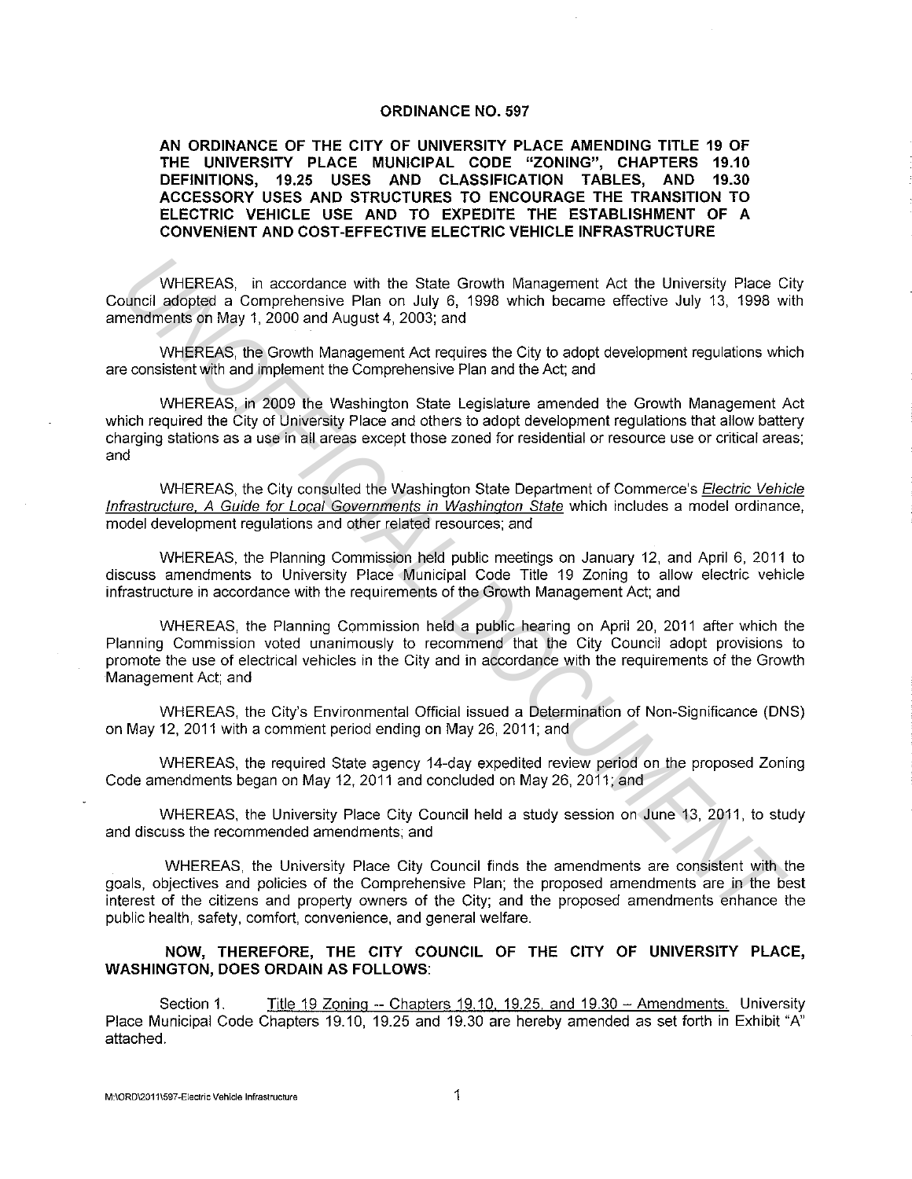# ORDINANCE NO. 597

## AN ORDINANCE OF THE CITY OF UNIVERSITY PLACE AMENDING TITLE 19 OF THE UNIVERSITY PLACE MUNICIPAL CODE "ZONING", CHAPTERS 19.10 DEFINITIONS, 19.25 USES AND CLASSIFICATION TABLES, AND 19.30 ACCESSORY USES AND STRUCTURES TO ENCOURAGE THE TRANSITION TO ELECTRIC VEHICLE USE AND TO EXPEDITE THE ESTABLISHMENT OF A CONVENIENT AND COST-EFFECTIVE ELECTRIC VEHICLE INFRASTRUCTURE

WHEREAS, in accordance with the State Growth Management Act the University Place City Council adopted a Comprehensive Plan on July 6, 1998 which became effective July 13, 1998 with amendments on May 1, 2000 and August 4, 2003; and

WHEREAS, the Growth Management Act requires the City to adopt development regulations which are consistent with and implement the Comprehensive Plan and the Act; and

WHEREAS, in 2009 the Washington State Legislature amended the Growth Management Act which required the City of University Place and others to adopt development regulations that allow battery charging stations as a use in all areas except those zoned for residential or resource use or critical areas; and

WHEREAS, the City consulted the Washington State Department of Commerce's *Electric Vehicle Infrastructure, A Guide for Local Governments in Washington State* which includes a model ordinance, model development regulations and other related resources; and

WHEREAS, the Planning Commission held public meetings on January 12, and April 6, 2011 to discuss amendments to University Place Municipal Code Title 19 Zoning to allow electric vehicle infrastructure in accordance with the requirements of the Growth Management Act; and

WHEREAS, the Planning Commission held a public hearing on April 20, 2011 after which the Planning Commission voted unanimously to recommend that the City Council adopt provisions to promote the use of electrical vehicles in the City and in accordance with the requirements of the Growth Management Act; and

WHEREAS, the City's Environmental Official issued a Determination of Non-Significance (DNS) on May 12, 2011 with a comment period ending on May 26, 2011; and

WHEREAS, the required State agency 14-day expedited review period on the proposed Zoning Code amendments began on May 12, 2011 and concluded on May 26, 2011; and

WHEREAS, the University Place City Council held a study session on June 13, 2011, to study and discuss the recommended amendments; and

WHEREAS, the University Place City Council finds the amendments are consistent with the goals, objectives and policies of the Comprehensive Plan; the proposed amendments are in the best interest of the citizens and property owners of the City; and the proposed amendments enhance the public health, safety, comfort, convenience, and general welfare.

**NOW, THEREFORE, THE CITY COUNCIL OF THE CITY OF UNIVERSITY PLACE, WASHINGTON, DOES ORDAIN AS FOLLOWS:**

Section 1. Title 19 Zoning -- Chapters 19.10, 19.25, and 19.30 – Amendments. University Place Municipal Code Chapters 19.10, 19.25 and 19.30 are hereby amended as set forth in Exhibit "A" attached.

M:\ORD\2011\597-Electric Vehicle Infrastructure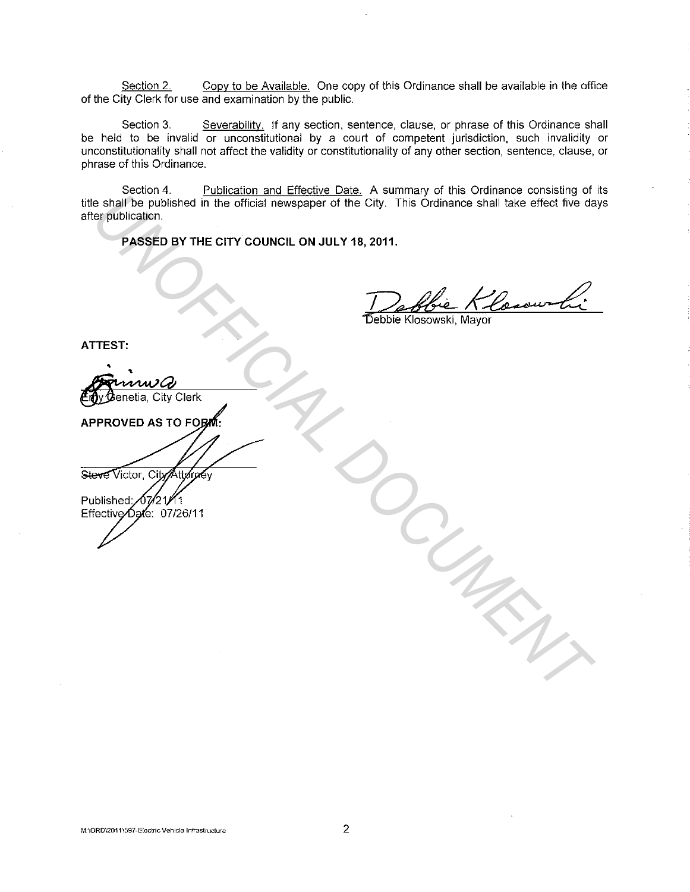Section 2. Copy to be Available. One copy of this Ordinance shall be available in the office of the City Clerk for use and examination by the public.

Section 3. Severability. If any section, sentence, clause, or phrase of this Ordinance shall be held to be invalid or unconstitutional by a court of competent jurisdiction, such invalidity or unconstitutionality shall not affect the validity or constitutionality of any other section, sentence, clause, or phrase of this Ordinance.

Section 4. Publication and Effective Date. A summary of this Ordinance consisting of its title shall be published in the official newspaper of the City. This Ordinance shall take effect five days after publication.

**PASSED BY THE CITY COUNCIL ON JULY 18, 2011.**

Debbie Klosowski, Mayor

**ATTEST:**

Eldy Genetia, City Clerk

**APPROVED AS TO FORM:**

Steve Victor, City Attorney

Published: 07/21/11
Effective Date: 07/26/11

M:\ORD\2011\597-Electric Vehicle Infrastructure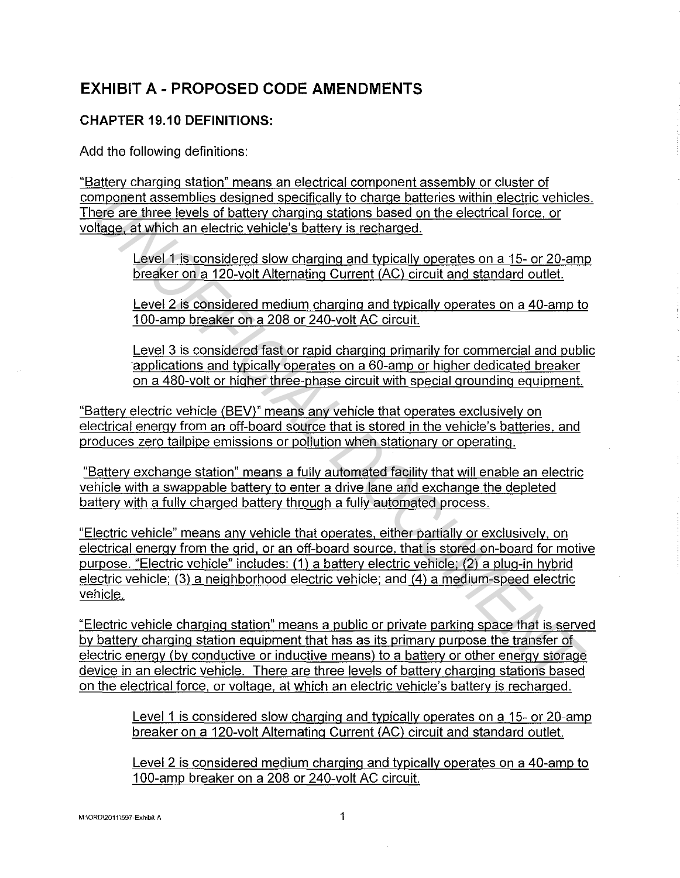# EXHIBIT A - PROPOSED CODE AMENDMENTS

## CHAPTER 19.10 DEFINITIONS:

Add the following definitions:

"Battery charging station" means an electrical component assembly or cluster of component assemblies designed specifically to charge batteries within electric vehicles. There are three levels of battery charging stations based on the electrical force, or voltage, at which an electric vehicle's battery is recharged.

> Level 1 is considered slow charging and typically operates on a 15- or 20-amp breaker on a 120-volt Alternating Current (AC) circuit and standard outlet.
>
> Level 2 is considered medium charging and typically operates on a 40-amp to 100-amp breaker on a 208 or 240-volt AC circuit.
>
> Level 3 is considered fast or rapid charging primarily for commercial and public applications and typically operates on a 60-amp or higher dedicated breaker on a 480-volt or higher three-phase circuit with special grounding equipment.

"Battery electric vehicle (BEV)" means any vehicle that operates exclusively on electrical energy from an off-board source that is stored in the vehicle's batteries, and produces zero tailpipe emissions or pollution when stationary or operating.

"Battery exchange station" means a fully automated facility that will enable an electric vehicle with a swappable battery to enter a drive lane and exchange the depleted battery with a fully charged battery through a fully automated process.

"Electric vehicle" means any vehicle that operates, either partially or exclusively, on electrical energy from the grid, or an off-board source, that is stored on-board for motive purpose. "Electric vehicle" includes: (1) a battery electric vehicle; (2) a plug-in hybrid electric vehicle; (3) a neighborhood electric vehicle; and (4) a medium-speed electric vehicle.

"Electric vehicle charging station" means a public or private parking space that is served by battery charging station equipment that has as its primary purpose the transfer of electric energy (by conductive or inductive means) to a battery or other energy storage device in an electric vehicle. There are three levels of battery charging stations based on the electrical force, or voltage, at which an electric vehicle's battery is recharged.

> Level 1 is considered slow charging and typically operates on a 15- or 20-amp breaker on a 120-volt Alternating Current (AC) circuit and standard outlet.
>
> Level 2 is considered medium charging and typically operates on a 40-amp to 100-amp breaker on a 208 or 240-volt AC circuit.

M:\ORD\2011\597-Exhibit A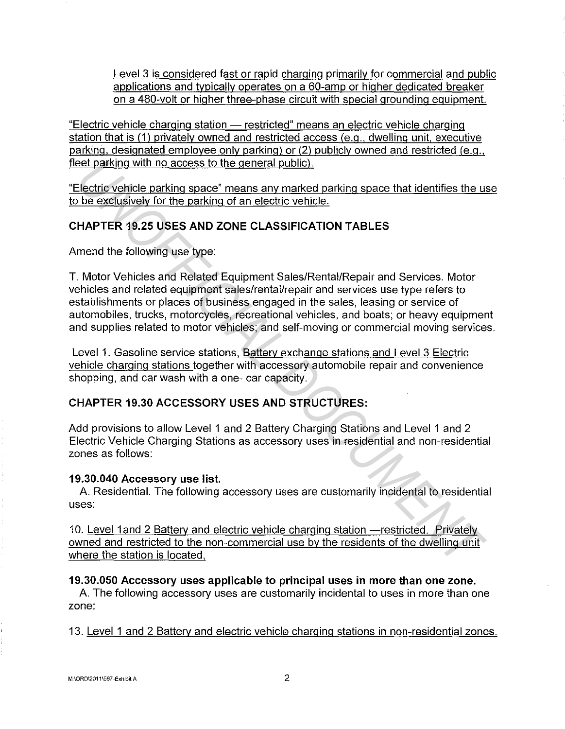Level 3 is considered fast or rapid charging primarily for commercial and public applications and typically operates on a 60-amp or higher dedicated breaker on a 480-volt or higher three-phase circuit with special grounding equipment.

"Electric vehicle charging station — restricted" means an electric vehicle charging station that is (1) privately owned and restricted access (e.g., dwelling unit, executive parking, designated employee only parking) or (2) publicly owned and restricted (e.g., fleet parking with no access to the general public).

"Electric vehicle parking space" means any marked parking space that identifies the use to be exclusively for the parking of an electric vehicle.

## CHAPTER 19.25 USES AND ZONE CLASSIFICATION TABLES

Amend the following use type:

T. Motor Vehicles and Related Equipment Sales/Rental/Repair and Services. Motor vehicles and related equipment sales/rental/repair and services use type refers to establishments or places of business engaged in the sales, leasing or service of automobiles, trucks, motorcycles, recreational vehicles, and boats; or heavy equipment and supplies related to motor vehicles; and self-moving or commercial moving services.

Level 1. Gasoline service stations, Battery exchange stations and Level 3 Electric vehicle charging stations together with accessory automobile repair and convenience shopping, and car wash with a one- car capacity.

## CHAPTER 19.30 ACCESSORY USES AND STRUCTURES:

Add provisions to allow Level 1 and 2 Battery Charging Stations and Level 1 and 2 Electric Vehicle Charging Stations as accessory uses in residential and non-residential zones as follows:

### 19.30.040 Accessory use list.

A. Residential. The following accessory uses are customarily incidental to residential uses:

10. Level 1and 2 Battery and electric vehicle charging station —restricted. Privately owned and restricted to the non-commercial use by the residents of the dwelling unit where the station is located.

### 19.30.050 Accessory uses applicable to principal uses in more than one zone.

A. The following accessory uses are customarily incidental to uses in more than one zone:

13. Level 1 and 2 Battery and electric vehicle charging stations in non-residential zones.